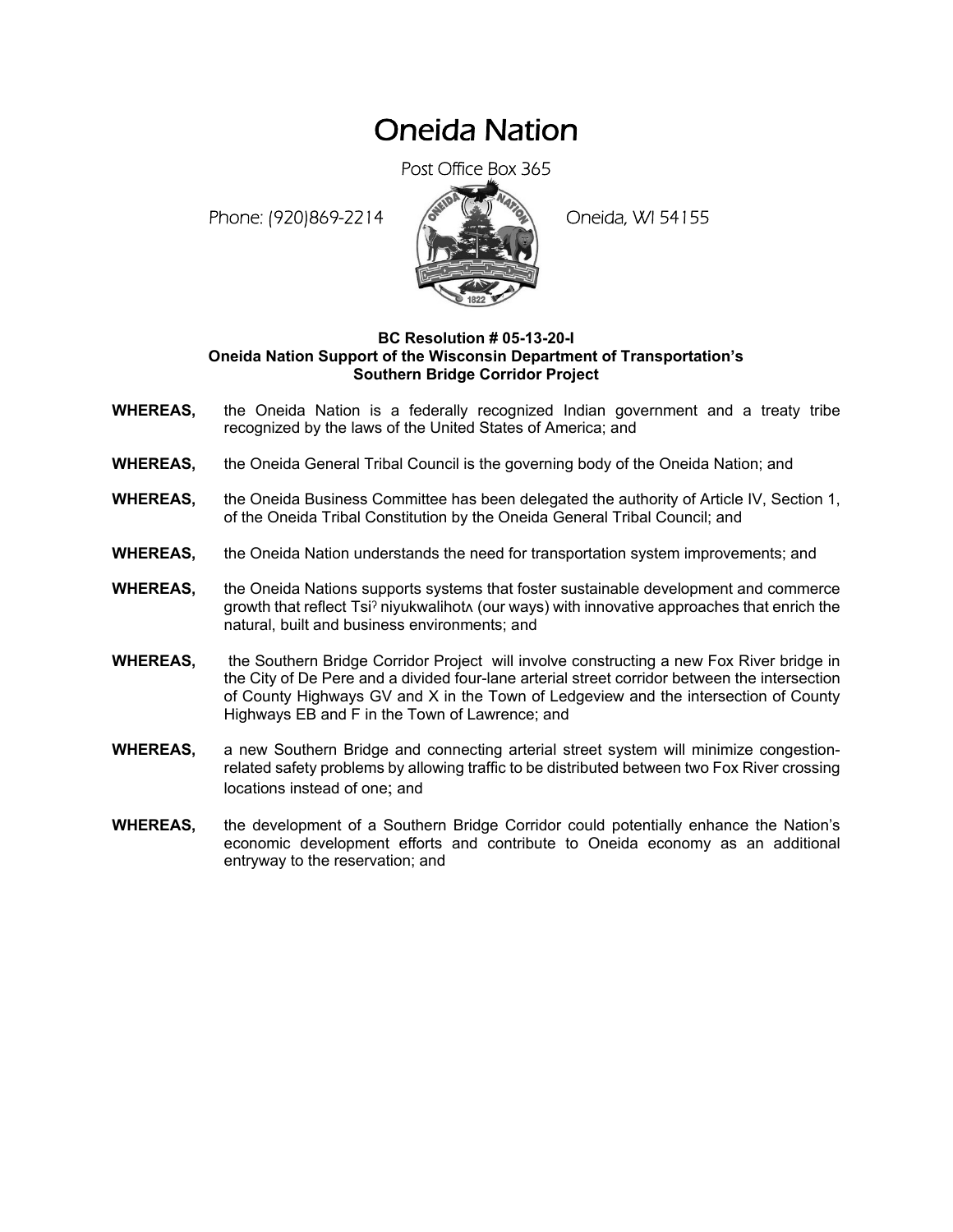# Oneida Nation

Post Office Box 365

Phone: (920)869-2214 Oneida, WI 54155

**BC Resolution # 05-13-20-I**
**Oneida Nation Support of the Wisconsin Department of Transportation's Southern Bridge Corridor Project**

**WHEREAS,** the Oneida Nation is a federally recognized Indian government and a treaty tribe recognized by the laws of the United States of America; and

**WHEREAS,** the Oneida General Tribal Council is the governing body of the Oneida Nation; and

**WHEREAS,** the Oneida Business Committee has been delegated the authority of Article IV, Section 1, of the Oneida Tribal Constitution by the Oneida General Tribal Council; and

**WHEREAS,** the Oneida Nation understands the need for transportation system improvements; and

**WHEREAS,** the Oneida Nations supports systems that foster sustainable development and commerce growth that reflect Tsiˀ niyukwalihotʌ (our ways) with innovative approaches that enrich the natural, built and business environments; and

**WHEREAS,** the Southern Bridge Corridor Project will involve constructing a new Fox River bridge in the City of De Pere and a divided four-lane arterial street corridor between the intersection of County Highways GV and X in the Town of Ledgeview and the intersection of County Highways EB and F in the Town of Lawrence; and

**WHEREAS,** a new Southern Bridge and connecting arterial street system will minimize congestion-related safety problems by allowing traffic to be distributed between two Fox River crossing locations instead of one; and

**WHEREAS,** the development of a Southern Bridge Corridor could potentially enhance the Nation's economic development efforts and contribute to Oneida economy as an additional entryway to the reservation; and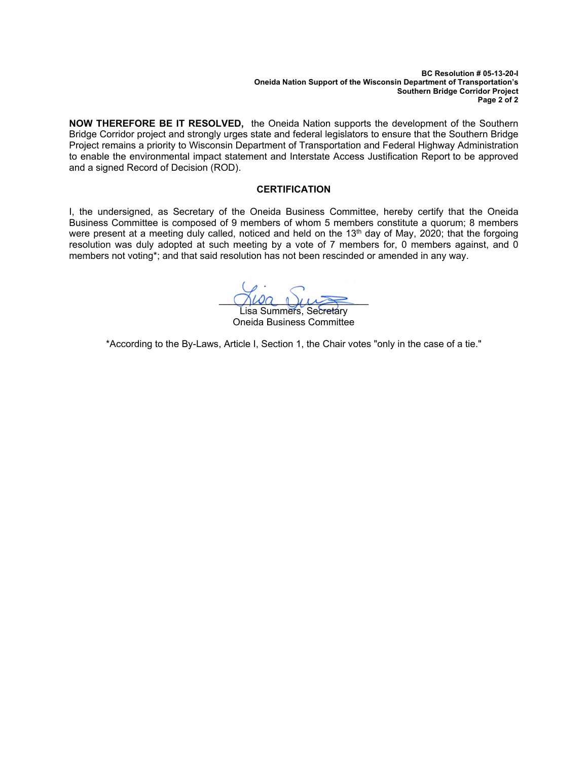**NOW THEREFORE BE IT RESOLVED,** the Oneida Nation supports the development of the Southern Bridge Corridor project and strongly urges state and federal legislators to ensure that the Southern Bridge Project remains a priority to Wisconsin Department of Transportation and Federal Highway Administration to enable the environmental impact statement and Interstate Access Justification Report to be approved and a signed Record of Decision (ROD).

**CERTIFICATION**

I, the undersigned, as Secretary of the Oneida Business Committee, hereby certify that the Oneida Business Committee is composed of 9 members of whom 5 members constitute a quorum; 8 members were present at a meeting duly called, noticed and held on the 13th day of May, 2020; that the forgoing resolution was duly adopted at such meeting by a vote of 7 members for, 0 members against, and 0 members not voting*; and that said resolution has not been rescinded or amended in any way.

Lisa Summers, Secretary
Oneida Business Committee

*According to the By-Laws, Article I, Section 1, the Chair votes "only in the case of a tie."